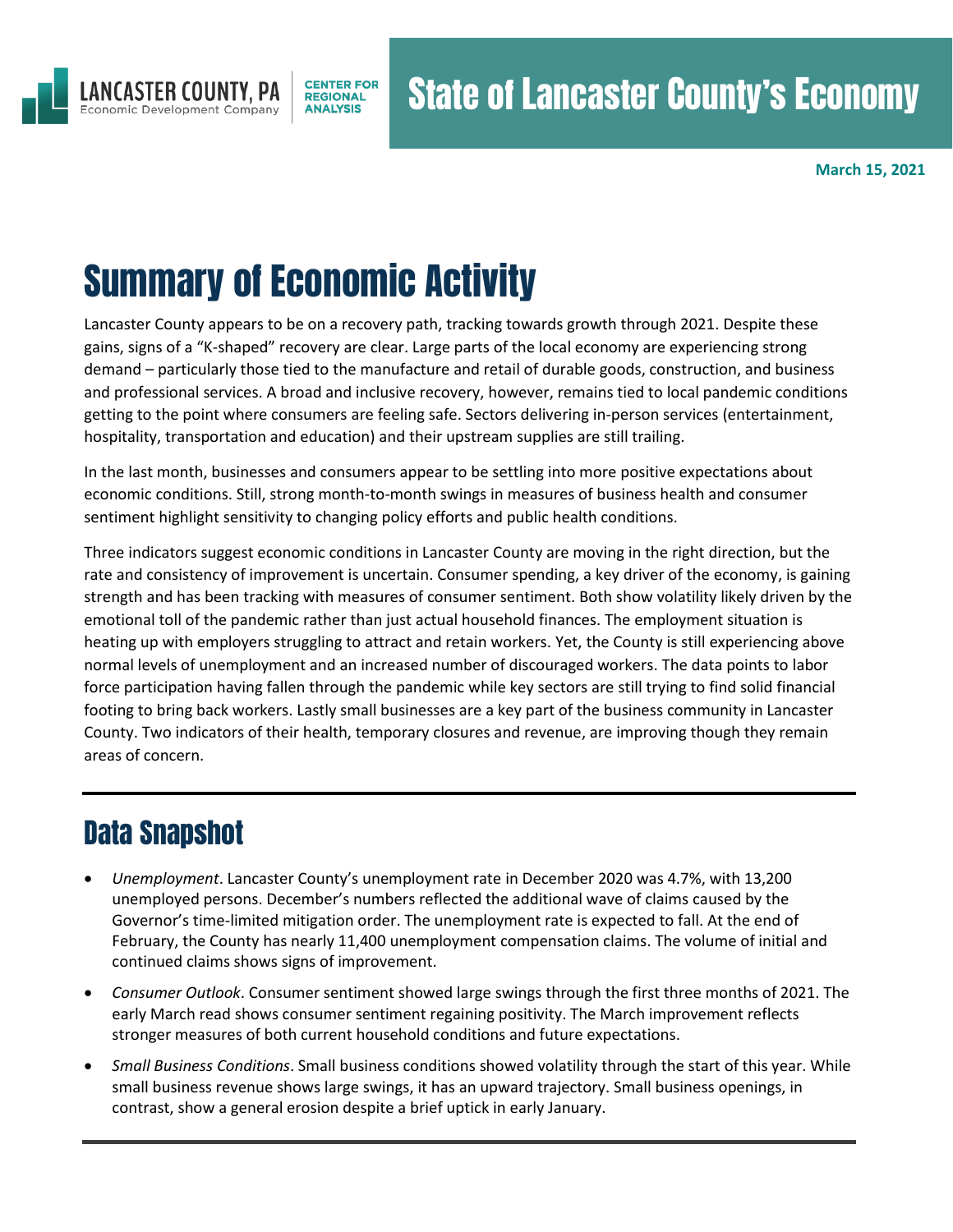LANCASTER COUNTY, PA
Economic Development Company

CENTER FOR REGIONAL ANALYSIS

# State of Lancaster County's Economy

**March 15, 2021**

# Summary of Economic Activity

Lancaster County appears to be on a recovery path, tracking towards growth through 2021. Despite these gains, signs of a "K-shaped" recovery are clear. Large parts of the local economy are experiencing strong demand – particularly those tied to the manufacture and retail of durable goods, construction, and business and professional services. A broad and inclusive recovery, however, remains tied to local pandemic conditions getting to the point where consumers are feeling safe. Sectors delivering in-person services (entertainment, hospitality, transportation and education) and their upstream supplies are still trailing.

In the last month, businesses and consumers appear to be settling into more positive expectations about economic conditions. Still, strong month-to-month swings in measures of business health and consumer sentiment highlight sensitivity to changing policy efforts and public health conditions.

Three indicators suggest economic conditions in Lancaster County are moving in the right direction, but the rate and consistency of improvement is uncertain. Consumer spending, a key driver of the economy, is gaining strength and has been tracking with measures of consumer sentiment. Both show volatility likely driven by the emotional toll of the pandemic rather than just actual household finances. The employment situation is heating up with employers struggling to attract and retain workers. Yet, the County is still experiencing above normal levels of unemployment and an increased number of discouraged workers. The data points to labor force participation having fallen through the pandemic while key sectors are still trying to find solid financial footing to bring back workers. Lastly small businesses are a key part of the business community in Lancaster County. Two indicators of their health, temporary closures and revenue, are improving though they remain areas of concern.

## Data Snapshot

- *Unemployment*. Lancaster County's unemployment rate in December 2020 was 4.7%, with 13,200 unemployed persons. December's numbers reflected the additional wave of claims caused by the Governor's time-limited mitigation order. The unemployment rate is expected to fall. At the end of February, the County has nearly 11,400 unemployment compensation claims. The volume of initial and continued claims shows signs of improvement.
- *Consumer Outlook*. Consumer sentiment showed large swings through the first three months of 2021. The early March read shows consumer sentiment regaining positivity. The March improvement reflects stronger measures of both current household conditions and future expectations.
- *Small Business Conditions*. Small business conditions showed volatility through the start of this year. While small business revenue shows large swings, it has an upward trajectory. Small business openings, in contrast, show a general erosion despite a brief uptick in early January.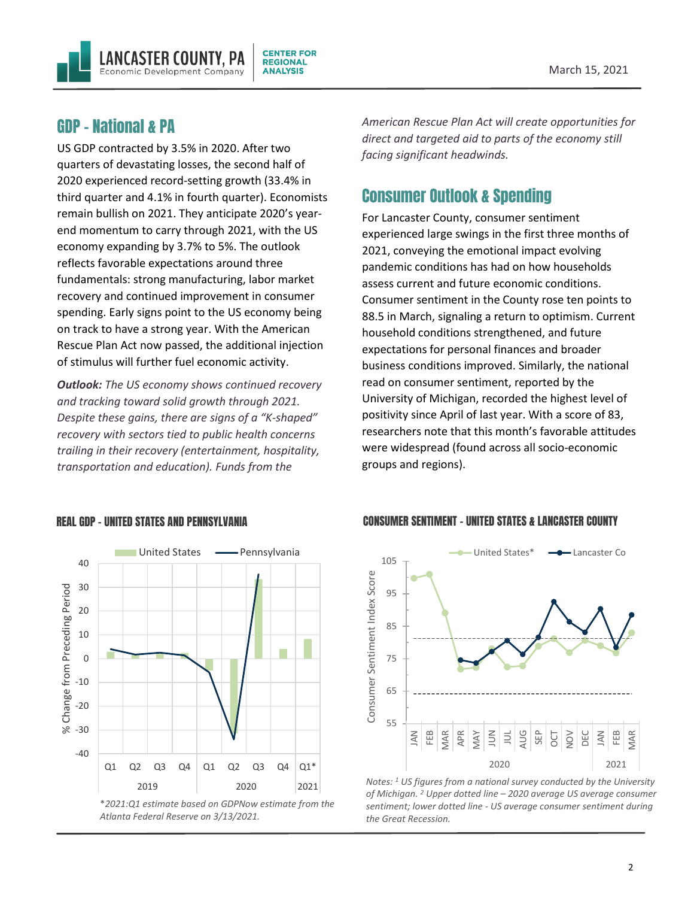## GDP - National & PA

US GDP contracted by 3.5% in 2020. After two quarters of devastating losses, the second half of 2020 experienced record-setting growth (33.4% in third quarter and 4.1% in fourth quarter). Economists remain bullish on 2021. They anticipate 2020's year-end momentum to carry through 2021, with the US economy expanding by 3.7% to 5%. The outlook reflects favorable expectations around three fundamentals: strong manufacturing, labor market recovery and continued improvement in consumer spending. Early signs point to the US economy being on track to have a strong year. With the American Rescue Plan Act now passed, the additional injection of stimulus will further fuel economic activity.

***Outlook:*** *The US economy shows continued recovery and tracking toward solid growth through 2021. Despite these gains, there are signs of a "K-shaped" recovery with sectors tied to public health concerns trailing in their recovery (entertainment, hospitality, transportation and education). Funds from the American Rescue Plan Act will create opportunities for direct and targeted aid to parts of the economy still facing significant headwinds.*

## Consumer Outlook & Spending

For Lancaster County, consumer sentiment experienced large swings in the first three months of 2021, conveying the emotional impact evolving pandemic conditions has had on how households assess current and future economic conditions. Consumer sentiment in the County rose ten points to 88.5 in March, signaling a return to optimism. Current household conditions strengthened, and future expectations for personal finances and broader business conditions improved. Similarly, the national read on consumer sentiment, reported by the University of Michigan, recorded the highest level of positivity since April of last year. With a score of 83, researchers note that this month's favorable attitudes were widespread (found across all socio-economic groups and regions).

### REAL GDP - UNITED STATES AND PENNSYLVANIA

*\*2021:Q1 estimate based on GDPNow estimate from the Atlanta Federal Reserve on 3/13/2021.*

### CONSUMER SENTIMENT - UNITED STATES & LANCASTER COUNTY

*Notes: [1] US figures from a national survey conducted by the University of Michigan. [2] Upper dotted line – 2020 average US average consumer sentiment; lower dotted line - US average consumer sentiment during the Great Recession.*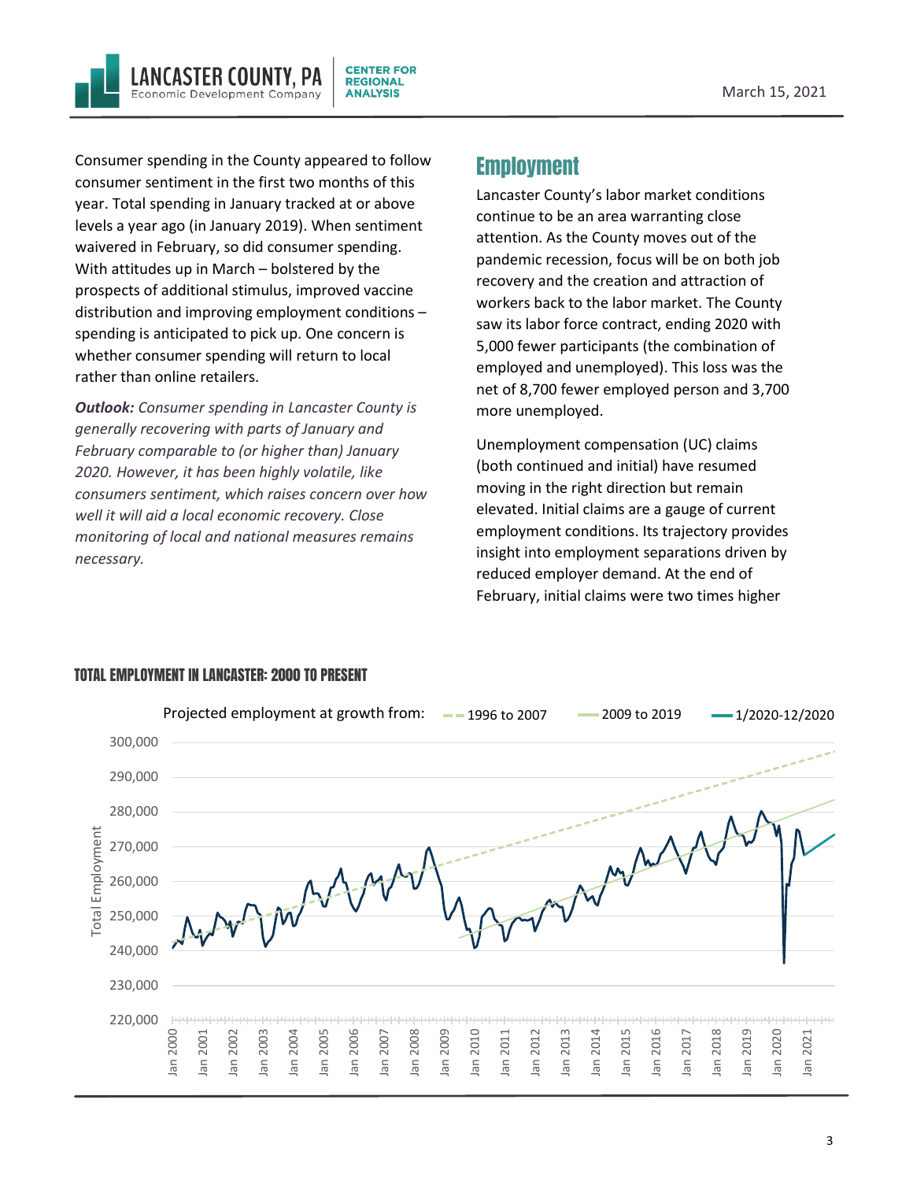Consumer spending in the County appeared to follow consumer sentiment in the first two months of this year. Total spending in January tracked at or above levels a year ago (in January 2019). When sentiment waivered in February, so did consumer spending. With attitudes up in March – bolstered by the prospects of additional stimulus, improved vaccine distribution and improving employment conditions – spending is anticipated to pick up. One concern is whether consumer spending will return to local rather than online retailers.

***Outlook:** Consumer spending in Lancaster County is generally recovering with parts of January and February comparable to (or higher than) January 2020. However, it has been highly volatile, like consumers sentiment, which raises concern over how well it will aid a local economic recovery. Close monitoring of local and national measures remains necessary.*

## Employment

Lancaster County's labor market conditions continue to be an area warranting close attention. As the County moves out of the pandemic recession, focus will be on both job recovery and the creation and attraction of workers back to the labor market. The County saw its labor force contract, ending 2020 with 5,000 fewer participants (the combination of employed and unemployed). This loss was the net of 8,700 fewer employed person and 3,700 more unemployed.

Unemployment compensation (UC) claims (both continued and initial) have resumed moving in the right direction but remain elevated. Initial claims are a gauge of current employment conditions. Its trajectory provides insight into employment separations driven by reduced employer demand. At the end of February, initial claims were two times higher

**TOTAL EMPLOYMENT IN LANCASTER: 2000 TO PRESENT**

Projected employment at growth from: 1996 to 2007 | 2009 to 2019 | 1/2020-12/2020

Total Employment (220,000 – 300,000), Jan 2000 – Jan 2021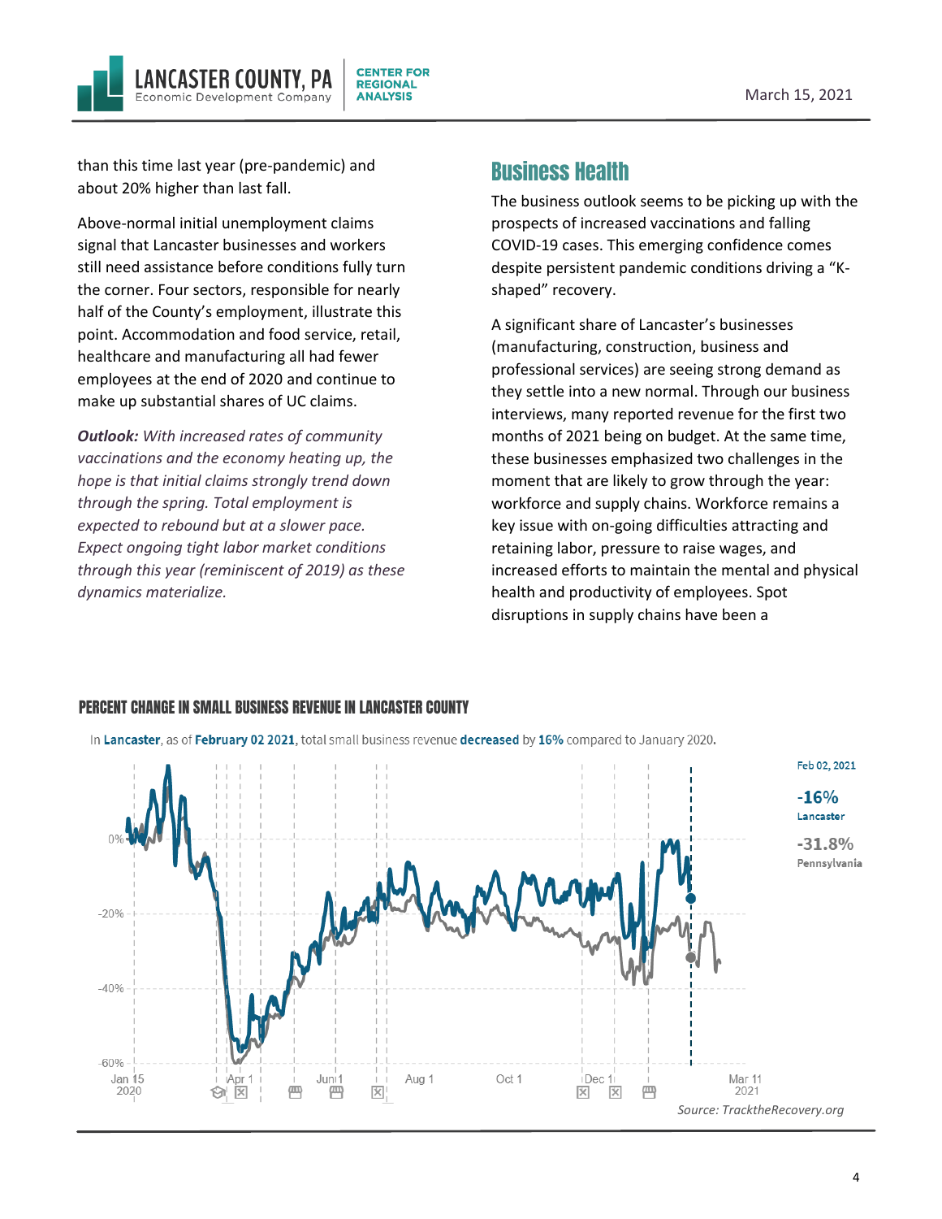than this time last year (pre-pandemic) and about 20% higher than last fall.

Above-normal initial unemployment claims signal that Lancaster businesses and workers still need assistance before conditions fully turn the corner. Four sectors, responsible for nearly half of the County's employment, illustrate this point. Accommodation and food service, retail, healthcare and manufacturing all had fewer employees at the end of 2020 and continue to make up substantial shares of UC claims.

***Outlook:** With increased rates of community vaccinations and the economy heating up, the hope is that initial claims strongly trend down through the spring. Total employment is expected to rebound but at a slower pace. Expect ongoing tight labor market conditions through this year (reminiscent of 2019) as these dynamics materialize.*

## Business Health

The business outlook seems to be picking up with the prospects of increased vaccinations and falling COVID-19 cases. This emerging confidence comes despite persistent pandemic conditions driving a "K-shaped" recovery.

A significant share of Lancaster's businesses (manufacturing, construction, business and professional services) are seeing strong demand as they settle into a new normal. Through our business interviews, many reported revenue for the first two months of 2021 being on budget. At the same time, these businesses emphasized two challenges in the moment that are likely to grow through the year: workforce and supply chains. Workforce remains a key issue with on-going difficulties attracting and retaining labor, pressure to raise wages, and increased efforts to maintain the mental and physical health and productivity of employees. Spot disruptions in supply chains have been a

### PERCENT CHANGE IN SMALL BUSINESS REVENUE IN LANCASTER COUNTY

In **Lancaster**, as of **February 02 2021**, total small business revenue **decreased** by **16%** compared to January 2020.

Feb 02, 2021
**-16%** Lancaster
**-31.8%** Pennsylvania

Source: TracktheRecovery.org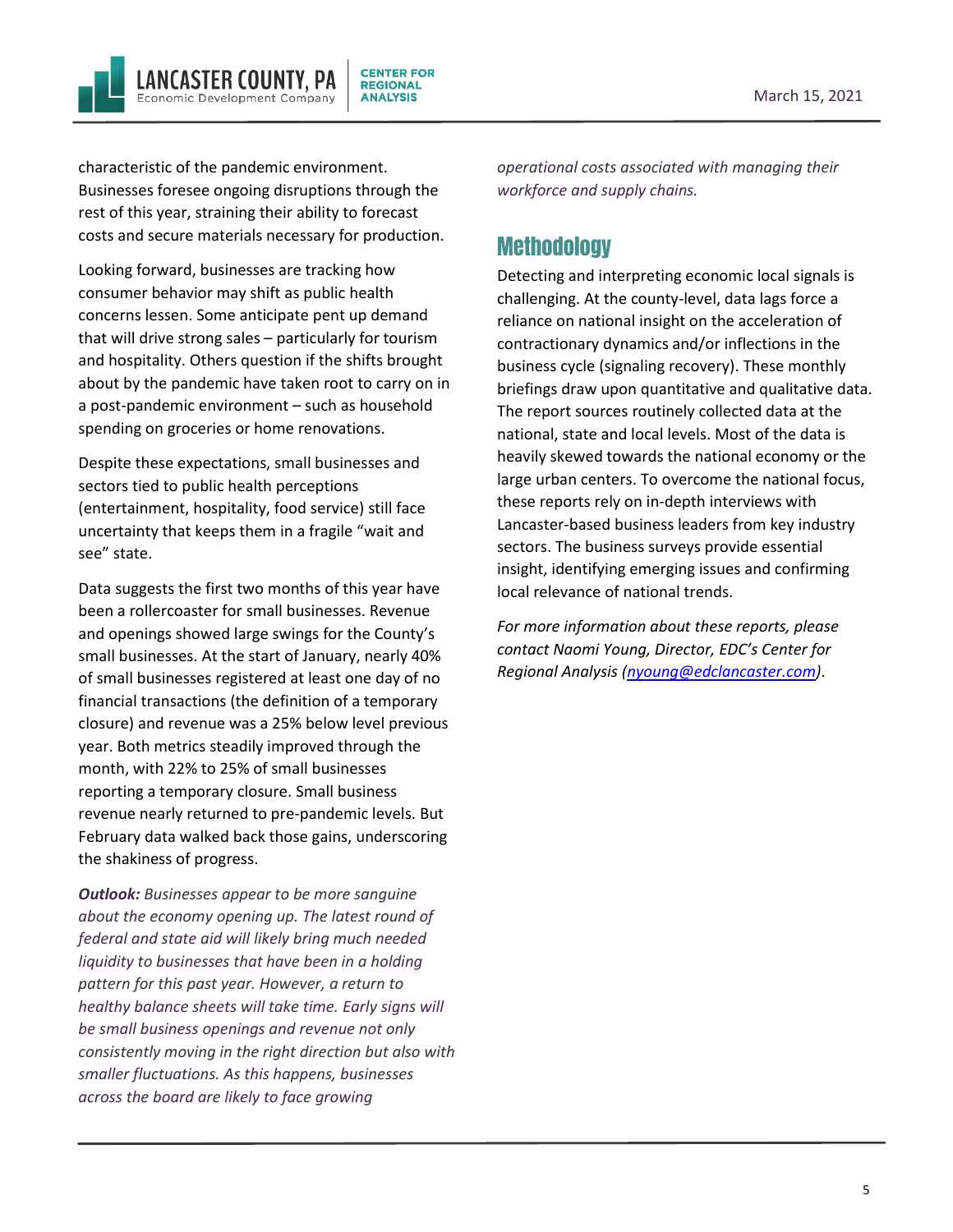characteristic of the pandemic environment. Businesses foresee ongoing disruptions through the rest of this year, straining their ability to forecast costs and secure materials necessary for production.

Looking forward, businesses are tracking how consumer behavior may shift as public health concerns lessen. Some anticipate pent up demand that will drive strong sales – particularly for tourism and hospitality. Others question if the shifts brought about by the pandemic have taken root to carry on in a post-pandemic environment – such as household spending on groceries or home renovations.

Despite these expectations, small businesses and sectors tied to public health perceptions (entertainment, hospitality, food service) still face uncertainty that keeps them in a fragile "wait and see" state.

Data suggests the first two months of this year have been a rollercoaster for small businesses. Revenue and openings showed large swings for the County's small businesses. At the start of January, nearly 40% of small businesses registered at least one day of no financial transactions (the definition of a temporary closure) and revenue was a 25% below level previous year. Both metrics steadily improved through the month, with 22% to 25% of small businesses reporting a temporary closure. Small business revenue nearly returned to pre-pandemic levels. But February data walked back those gains, underscoring the shakiness of progress.

***Outlook:*** *Businesses appear to be more sanguine about the economy opening up. The latest round of federal and state aid will likely bring much needed liquidity to businesses that have been in a holding pattern for this past year. However, a return to healthy balance sheets will take time. Early signs will be small business openings and revenue not only consistently moving in the right direction but also with smaller fluctuations. As this happens, businesses across the board are likely to face growing operational costs associated with managing their workforce and supply chains.*

## Methodology

Detecting and interpreting economic local signals is challenging. At the county-level, data lags force a reliance on national insight on the acceleration of contractionary dynamics and/or inflections in the business cycle (signaling recovery). These monthly briefings draw upon quantitative and qualitative data. The report sources routinely collected data at the national, state and local levels. Most of the data is heavily skewed towards the national economy or the large urban centers. To overcome the national focus, these reports rely on in-depth interviews with Lancaster-based business leaders from key industry sectors. The business surveys provide essential insight, identifying emerging issues and confirming local relevance of national trends.

*For more information about these reports, please contact Naomi Young, Director, EDC's Center for Regional Analysis (nyoung@edclancaster.com).*